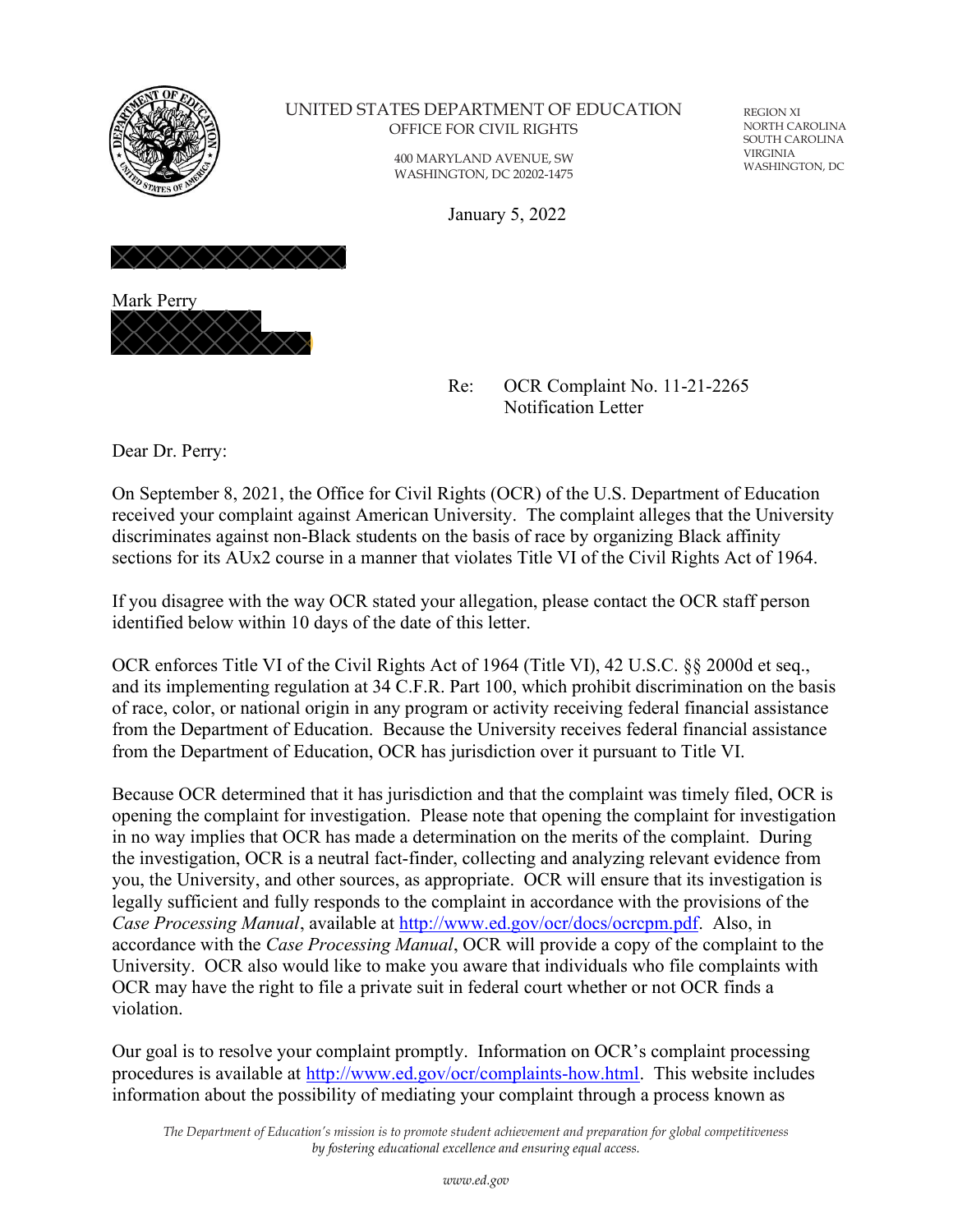UNITED STATES DEPARTMENT OF EDUCATION
OFFICE FOR CIVIL RIGHTS

400 MARYLAND AVENUE, SW
WASHINGTON, DC 20202-1475

REGION XI
NORTH CAROLINA
SOUTH CAROLINA
VIRGINIA
WASHINGTON, DC

January 5, 2022

Mark Perry

Re: OCR Complaint No. 11-21-2265
Notification Letter

Dear Dr. Perry:

On September 8, 2021, the Office for Civil Rights (OCR) of the U.S. Department of Education received your complaint against American University. The complaint alleges that the University discriminates against non-Black students on the basis of race by organizing Black affinity sections for its AUx2 course in a manner that violates Title VI of the Civil Rights Act of 1964.

If you disagree with the way OCR stated your allegation, please contact the OCR staff person identified below within 10 days of the date of this letter.

OCR enforces Title VI of the Civil Rights Act of 1964 (Title VI), 42 U.S.C. §§ 2000d et seq., and its implementing regulation at 34 C.F.R. Part 100, which prohibit discrimination on the basis of race, color, or national origin in any program or activity receiving federal financial assistance from the Department of Education. Because the University receives federal financial assistance from the Department of Education, OCR has jurisdiction over it pursuant to Title VI.

Because OCR determined that it has jurisdiction and that the complaint was timely filed, OCR is opening the complaint for investigation. Please note that opening the complaint for investigation in no way implies that OCR has made a determination on the merits of the complaint. During the investigation, OCR is a neutral fact-finder, collecting and analyzing relevant evidence from you, the University, and other sources, as appropriate. OCR will ensure that its investigation is legally sufficient and fully responds to the complaint in accordance with the provisions of the *Case Processing Manual*, available at http://www.ed.gov/ocr/docs/ocrcpm.pdf. Also, in accordance with the *Case Processing Manual*, OCR will provide a copy of the complaint to the University. OCR also would like to make you aware that individuals who file complaints with OCR may have the right to file a private suit in federal court whether or not OCR finds a violation.

Our goal is to resolve your complaint promptly. Information on OCR's complaint processing procedures is available at http://www.ed.gov/ocr/complaints-how.html. This website includes information about the possibility of mediating your complaint through a process known as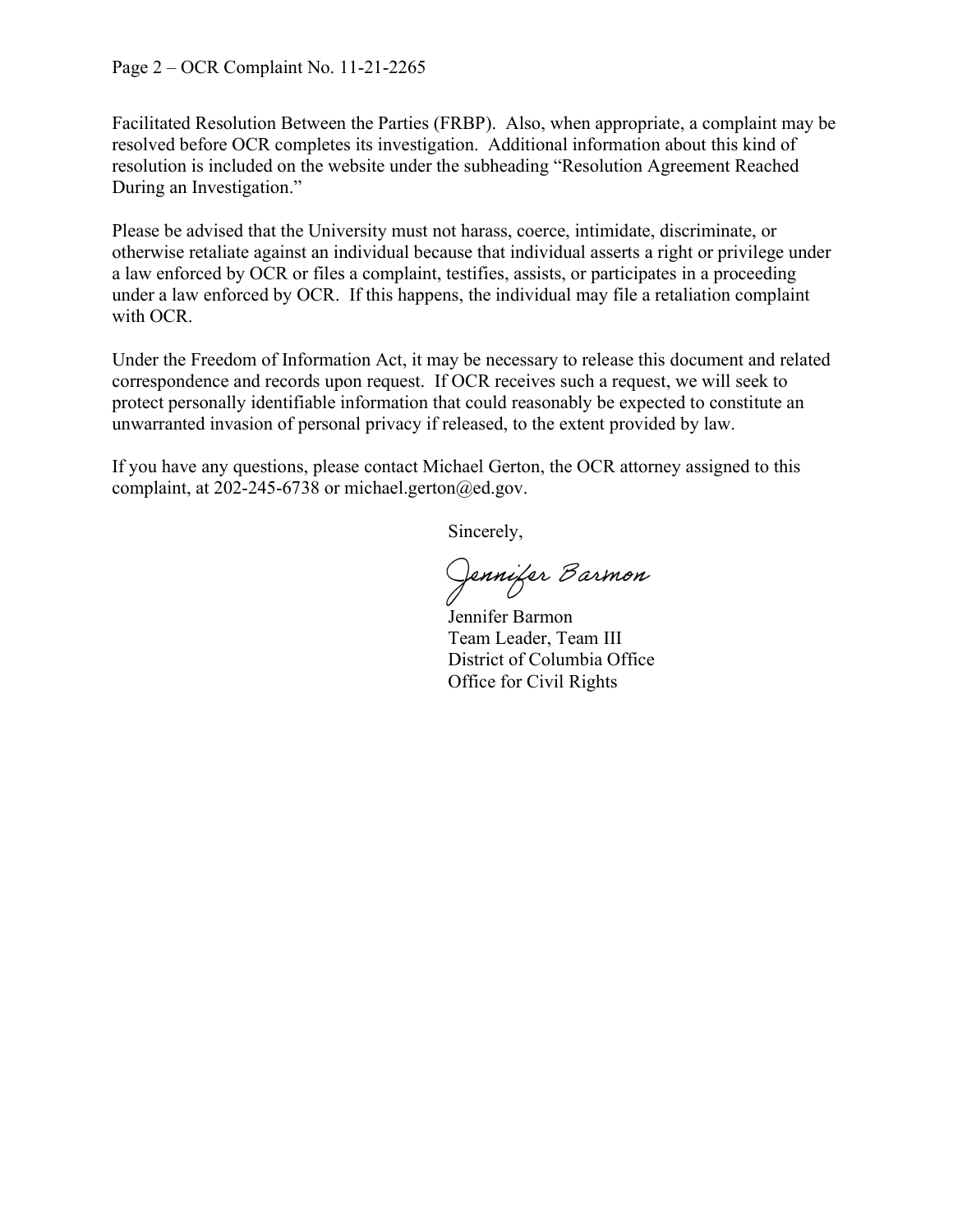Facilitated Resolution Between the Parties (FRBP). Also, when appropriate, a complaint may be resolved before OCR completes its investigation. Additional information about this kind of resolution is included on the website under the subheading "Resolution Agreement Reached During an Investigation."

Please be advised that the University must not harass, coerce, intimidate, discriminate, or otherwise retaliate against an individual because that individual asserts a right or privilege under a law enforced by OCR or files a complaint, testifies, assists, or participates in a proceeding under a law enforced by OCR. If this happens, the individual may file a retaliation complaint with OCR.

Under the Freedom of Information Act, it may be necessary to release this document and related correspondence and records upon request. If OCR receives such a request, we will seek to protect personally identifiable information that could reasonably be expected to constitute an unwarranted invasion of personal privacy if released, to the extent provided by law.

If you have any questions, please contact Michael Gerton, the OCR attorney assigned to this complaint, at 202-245-6738 or michael.gerton@ed.gov.

Sincerely,

Jennifer Barmon

Jennifer Barmon
Team Leader, Team III
District of Columbia Office
Office for Civil Rights